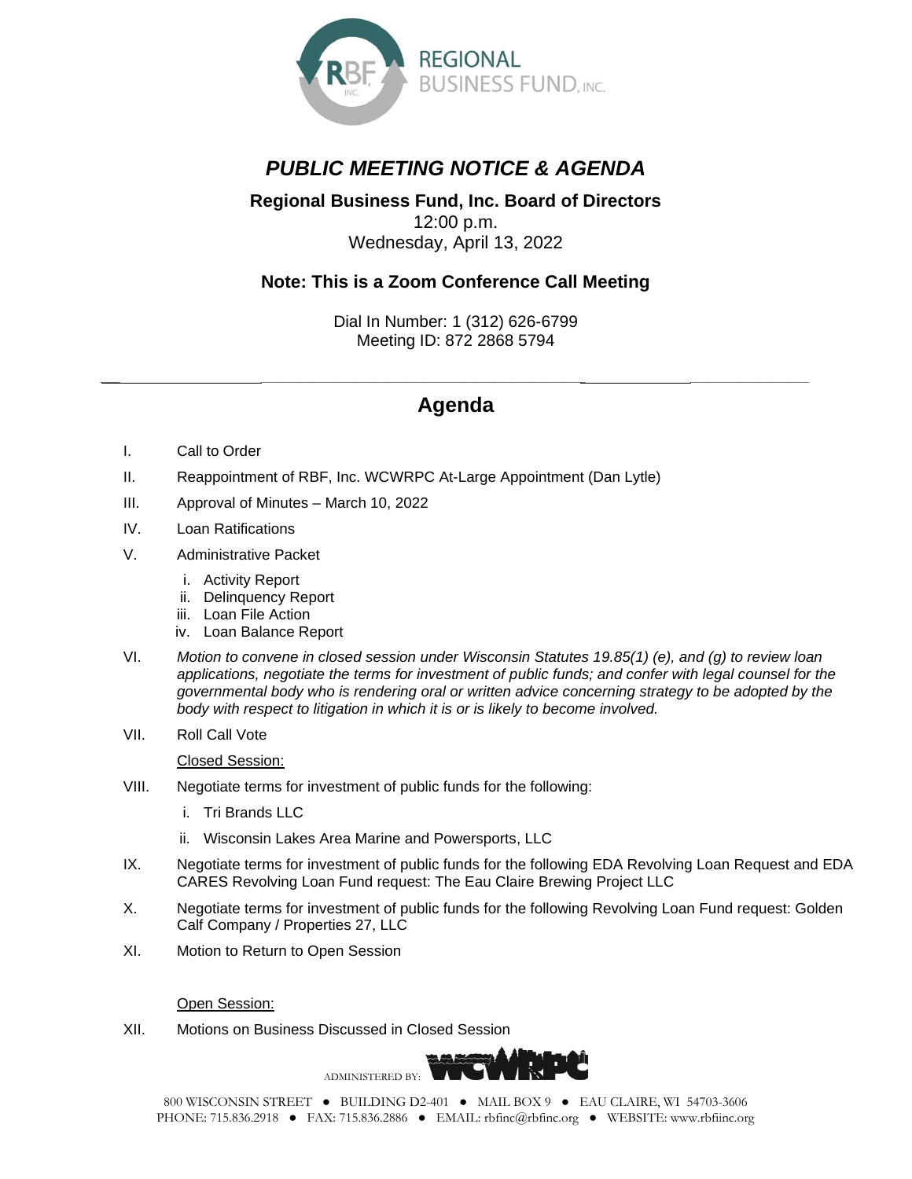REGIONAL BUSINESS FUND, INC.

# *PUBLIC MEETING NOTICE & AGENDA*

**Regional Business Fund, Inc. Board of Directors**
12:00 p.m.
Wednesday, April 13, 2022

**Note: This is a Zoom Conference Call Meeting**

Dial In Number: 1 (312) 626-6799
Meeting ID: 872 2868 5794

---

## Agenda

I. Call to Order

II. Reappointment of RBF, Inc. WCWRPC At-Large Appointment (Dan Lytle)

III. Approval of Minutes – March 10, 2022

IV. Loan Ratifications

V. Administrative Packet

   i. Activity Report
   ii. Delinquency Report
   iii. Loan File Action
   iv. Loan Balance Report

VI. *Motion to convene in closed session under Wisconsin Statutes 19.85(1) (e), and (g) to review loan applications, negotiate the terms for investment of public funds; and confer with legal counsel for the governmental body who is rendering oral or written advice concerning strategy to be adopted by the body with respect to litigation in which it is or is likely to become involved.*

VII. Roll Call Vote

Closed Session:

VIII. Negotiate terms for investment of public funds for the following:

   i. Tri Brands LLC
   ii. Wisconsin Lakes Area Marine and Powersports, LLC

IX. Negotiate terms for investment of public funds for the following EDA Revolving Loan Request and EDA CARES Revolving Loan Fund request: The Eau Claire Brewing Project LLC

X. Negotiate terms for investment of public funds for the following Revolving Loan Fund request: Golden Calf Company / Properties 27, LLC

XI. Motion to Return to Open Session

Open Session:

XII. Motions on Business Discussed in Closed Session

ADMINISTERED BY: WCWRPC

800 WISCONSIN STREET ● BUILDING D2-401 ● MAIL BOX 9 ● EAU CLAIRE, WI 54703-3606
PHONE: 715.836.2918 ● FAX: 715.836.2886 ● EMAIL: rbfinc@rbfinc.org ● WEBSITE: www.rbfiinc.org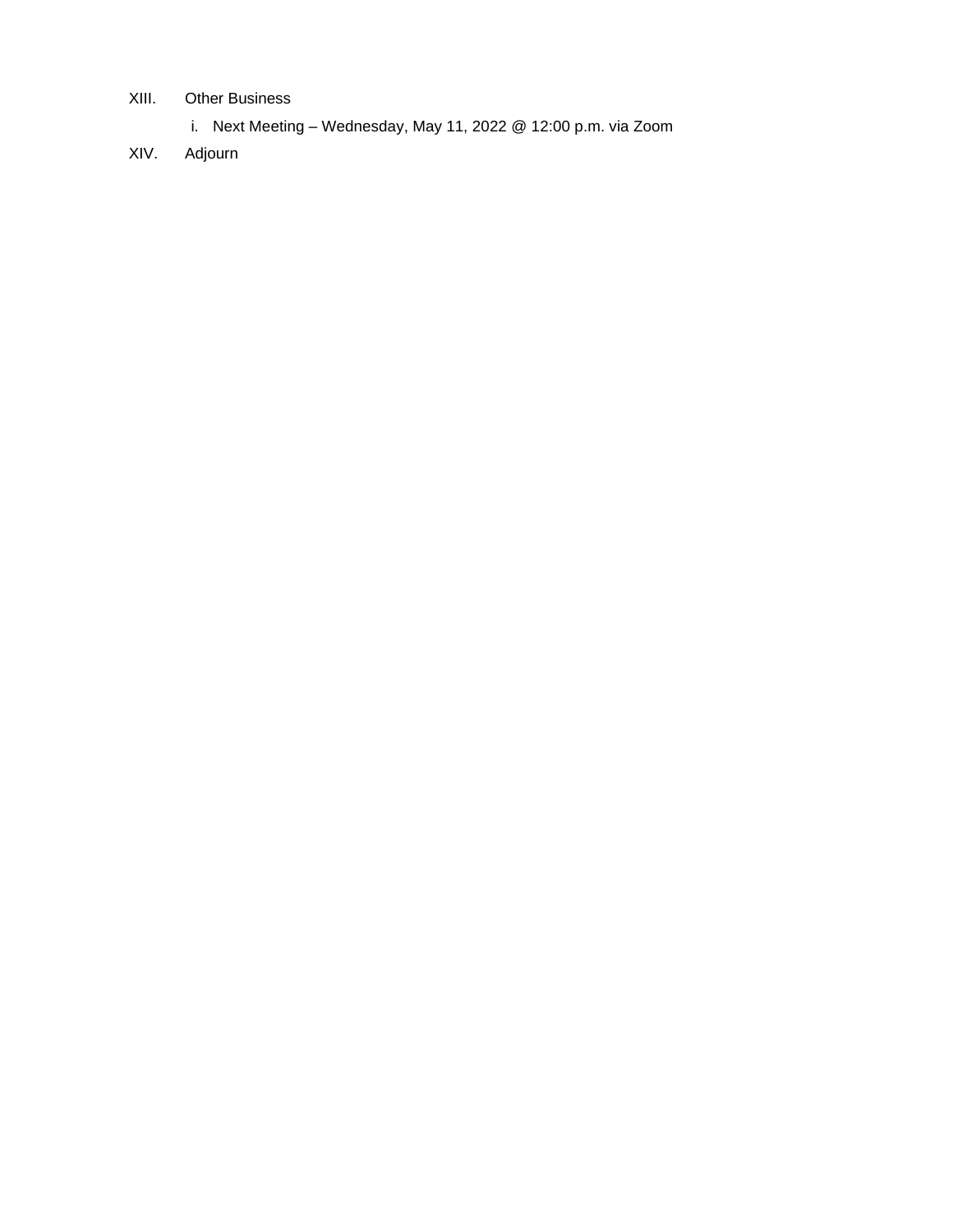XIII. Other Business

   i. Next Meeting – Wednesday, May 11, 2022 @ 12:00 p.m. via Zoom

XIV. Adjourn